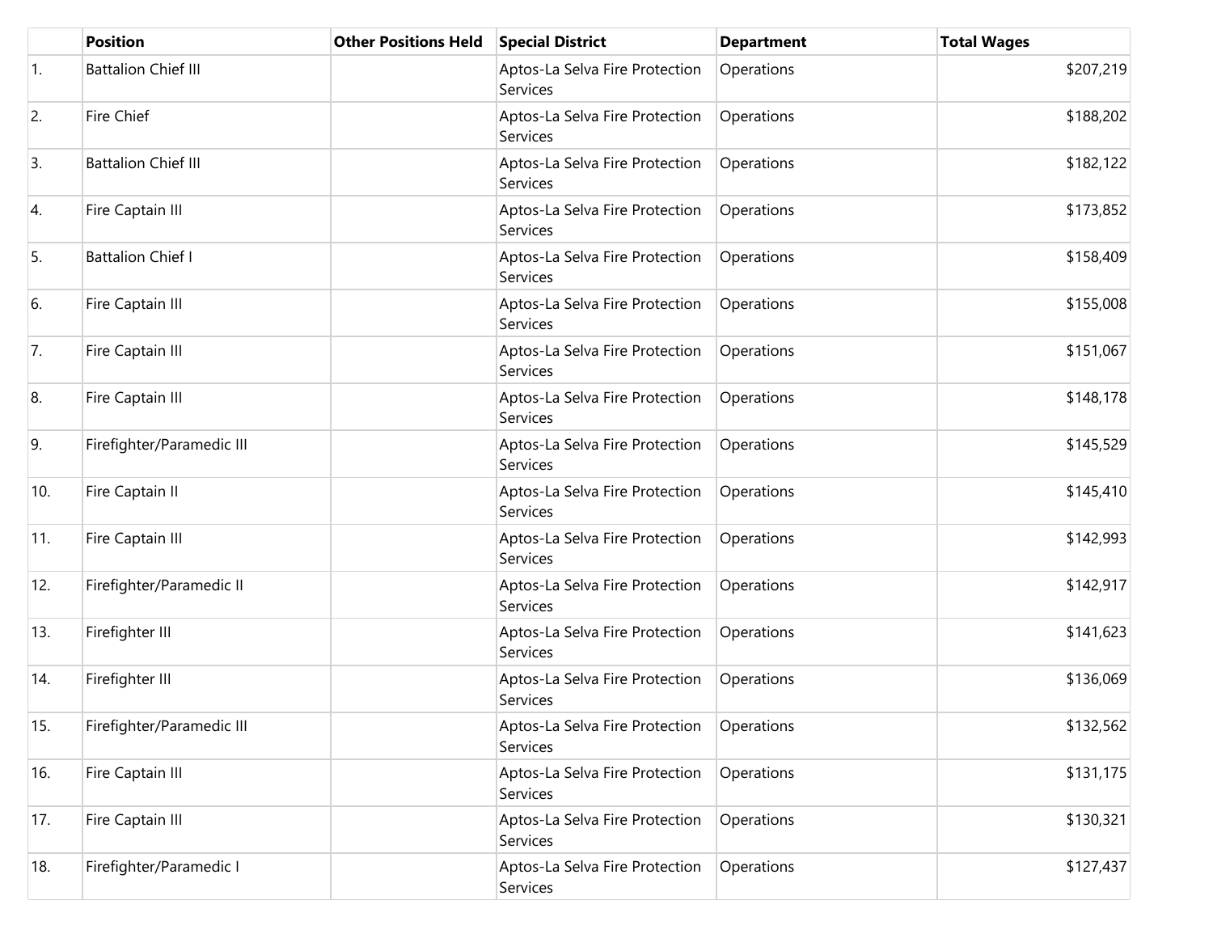| | Position | Other Positions Held | Special District | Department | Total Wages |
|---|---|---|---|---|---|
| 1. | Battalion Chief III | | Aptos-La Selva Fire Protection Services | Operations | $207,219 |
| 2. | Fire Chief | | Aptos-La Selva Fire Protection Services | Operations | $188,202 |
| 3. | Battalion Chief III | | Aptos-La Selva Fire Protection Services | Operations | $182,122 |
| 4. | Fire Captain III | | Aptos-La Selva Fire Protection Services | Operations | $173,852 |
| 5. | Battalion Chief I | | Aptos-La Selva Fire Protection Services | Operations | $158,409 |
| 6. | Fire Captain III | | Aptos-La Selva Fire Protection Services | Operations | $155,008 |
| 7. | Fire Captain III | | Aptos-La Selva Fire Protection Services | Operations | $151,067 |
| 8. | Fire Captain III | | Aptos-La Selva Fire Protection Services | Operations | $148,178 |
| 9. | Firefighter/Paramedic III | | Aptos-La Selva Fire Protection Services | Operations | $145,529 |
| 10. | Fire Captain II | | Aptos-La Selva Fire Protection Services | Operations | $145,410 |
| 11. | Fire Captain III | | Aptos-La Selva Fire Protection Services | Operations | $142,993 |
| 12. | Firefighter/Paramedic II | | Aptos-La Selva Fire Protection Services | Operations | $142,917 |
| 13. | Firefighter III | | Aptos-La Selva Fire Protection Services | Operations | $141,623 |
| 14. | Firefighter III | | Aptos-La Selva Fire Protection Services | Operations | $136,069 |
| 15. | Firefighter/Paramedic III | | Aptos-La Selva Fire Protection Services | Operations | $132,562 |
| 16. | Fire Captain III | | Aptos-La Selva Fire Protection Services | Operations | $131,175 |
| 17. | Fire Captain III | | Aptos-La Selva Fire Protection Services | Operations | $130,321 |
| 18. | Firefighter/Paramedic I | | Aptos-La Selva Fire Protection Services | Operations | $127,437 |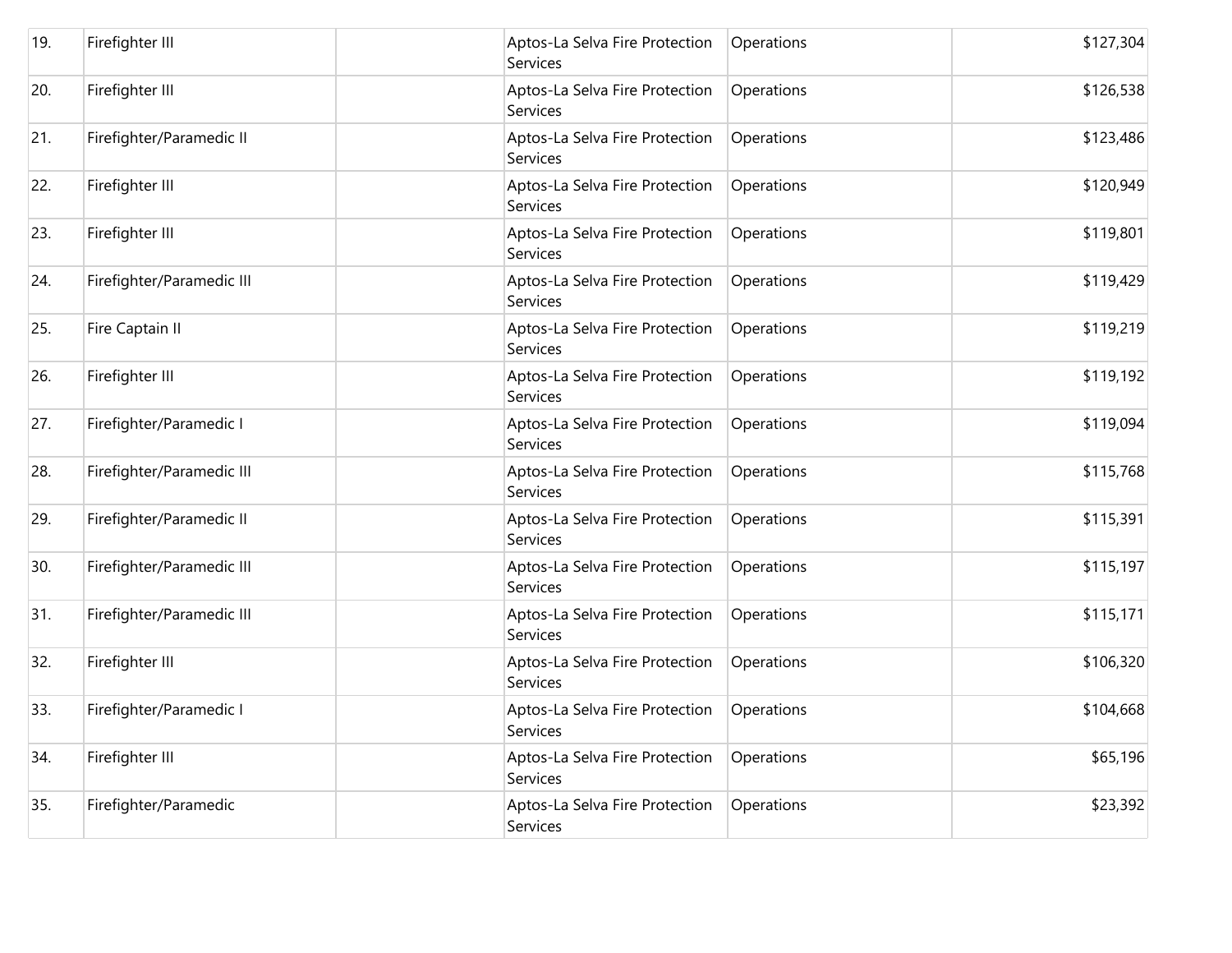| | | | | | |
|---|---|---|---|---|---|
| 19. | Firefighter III | | Aptos-La Selva Fire Protection Services | Operations | $127,304 |
| 20. | Firefighter III | | Aptos-La Selva Fire Protection Services | Operations | $126,538 |
| 21. | Firefighter/Paramedic II | | Aptos-La Selva Fire Protection Services | Operations | $123,486 |
| 22. | Firefighter III | | Aptos-La Selva Fire Protection Services | Operations | $120,949 |
| 23. | Firefighter III | | Aptos-La Selva Fire Protection Services | Operations | $119,801 |
| 24. | Firefighter/Paramedic III | | Aptos-La Selva Fire Protection Services | Operations | $119,429 |
| 25. | Fire Captain II | | Aptos-La Selva Fire Protection Services | Operations | $119,219 |
| 26. | Firefighter III | | Aptos-La Selva Fire Protection Services | Operations | $119,192 |
| 27. | Firefighter/Paramedic I | | Aptos-La Selva Fire Protection Services | Operations | $119,094 |
| 28. | Firefighter/Paramedic III | | Aptos-La Selva Fire Protection Services | Operations | $115,768 |
| 29. | Firefighter/Paramedic II | | Aptos-La Selva Fire Protection Services | Operations | $115,391 |
| 30. | Firefighter/Paramedic III | | Aptos-La Selva Fire Protection Services | Operations | $115,197 |
| 31. | Firefighter/Paramedic III | | Aptos-La Selva Fire Protection Services | Operations | $115,171 |
| 32. | Firefighter III | | Aptos-La Selva Fire Protection Services | Operations | $106,320 |
| 33. | Firefighter/Paramedic I | | Aptos-La Selva Fire Protection Services | Operations | $104,668 |
| 34. | Firefighter III | | Aptos-La Selva Fire Protection Services | Operations | $65,196 |
| 35. | Firefighter/Paramedic | | Aptos-La Selva Fire Protection Services | Operations | $23,392 |